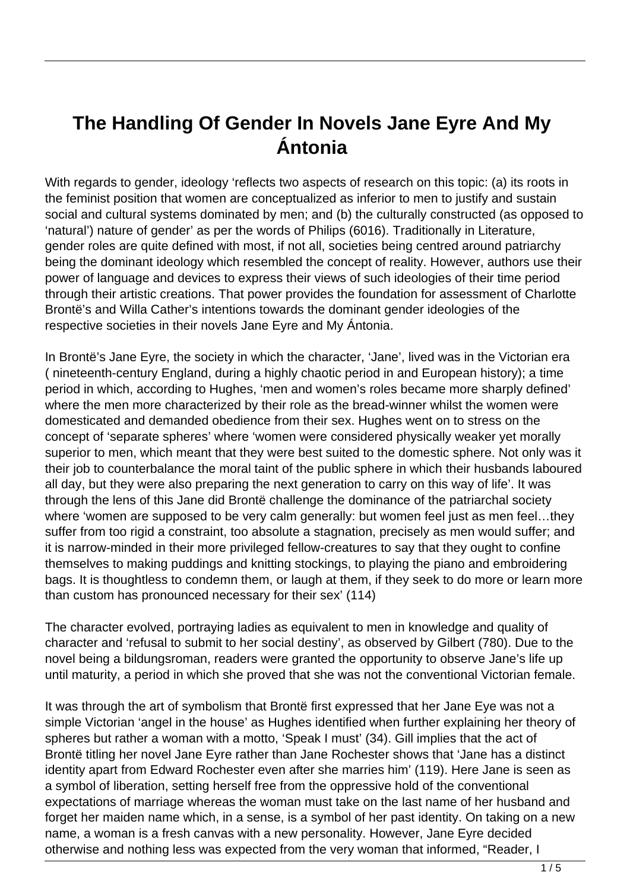# The Handling Of Gender In Novels Jane Eyre And My Ántonia

With regards to gender, ideology 'reflects two aspects of research on this topic: (a) its roots in the feminist position that women are conceptualized as inferior to men to justify and sustain social and cultural systems dominated by men; and (b) the culturally constructed (as opposed to 'natural') nature of gender' as per the words of Philips (6016). Traditionally in Literature, gender roles are quite defined with most, if not all, societies being centred around patriarchy being the dominant ideology which resembled the concept of reality. However, authors use their power of language and devices to express their views of such ideologies of their time period through their artistic creations. That power provides the foundation for assessment of Charlotte Brontë's and Willa Cather's intentions towards the dominant gender ideologies of the respective societies in their novels Jane Eyre and My Ántonia.

In Brontë's Jane Eyre, the society in which the character, 'Jane', lived was in the Victorian era ( nineteenth-century England, during a highly chaotic period in and European history); a time period in which, according to Hughes, 'men and women's roles became more sharply defined' where the men more characterized by their role as the bread-winner whilst the women were domesticated and demanded obedience from their sex. Hughes went on to stress on the concept of 'separate spheres' where 'women were considered physically weaker yet morally superior to men, which meant that they were best suited to the domestic sphere. Not only was it their job to counterbalance the moral taint of the public sphere in which their husbands laboured all day, but they were also preparing the next generation to carry on this way of life'. It was through the lens of this Jane did Brontë challenge the dominance of the patriarchal society where 'women are supposed to be very calm generally: but women feel just as men feel…they suffer from too rigid a constraint, too absolute a stagnation, precisely as men would suffer; and it is narrow-minded in their more privileged fellow-creatures to say that they ought to confine themselves to making puddings and knitting stockings, to playing the piano and embroidering bags. It is thoughtless to condemn them, or laugh at them, if they seek to do more or learn more than custom has pronounced necessary for their sex' (114)

The character evolved, portraying ladies as equivalent to men in knowledge and quality of character and 'refusal to submit to her social destiny', as observed by Gilbert (780). Due to the novel being a bildungsroman, readers were granted the opportunity to observe Jane's life up until maturity, a period in which she proved that she was not the conventional Victorian female.

It was through the art of symbolism that Brontë first expressed that her Jane Eye was not a simple Victorian 'angel in the house' as Hughes identified when further explaining her theory of spheres but rather a woman with a motto, 'Speak I must' (34). Gill implies that the act of Brontë titling her novel Jane Eyre rather than Jane Rochester shows that 'Jane has a distinct identity apart from Edward Rochester even after she marries him' (119). Here Jane is seen as a symbol of liberation, setting herself free from the oppressive hold of the conventional expectations of marriage whereas the woman must take on the last name of her husband and forget her maiden name which, in a sense, is a symbol of her past identity. On taking on a new name, a woman is a fresh canvas with a new personality. However, Jane Eyre decided otherwise and nothing less was expected from the very woman that informed, "Reader, I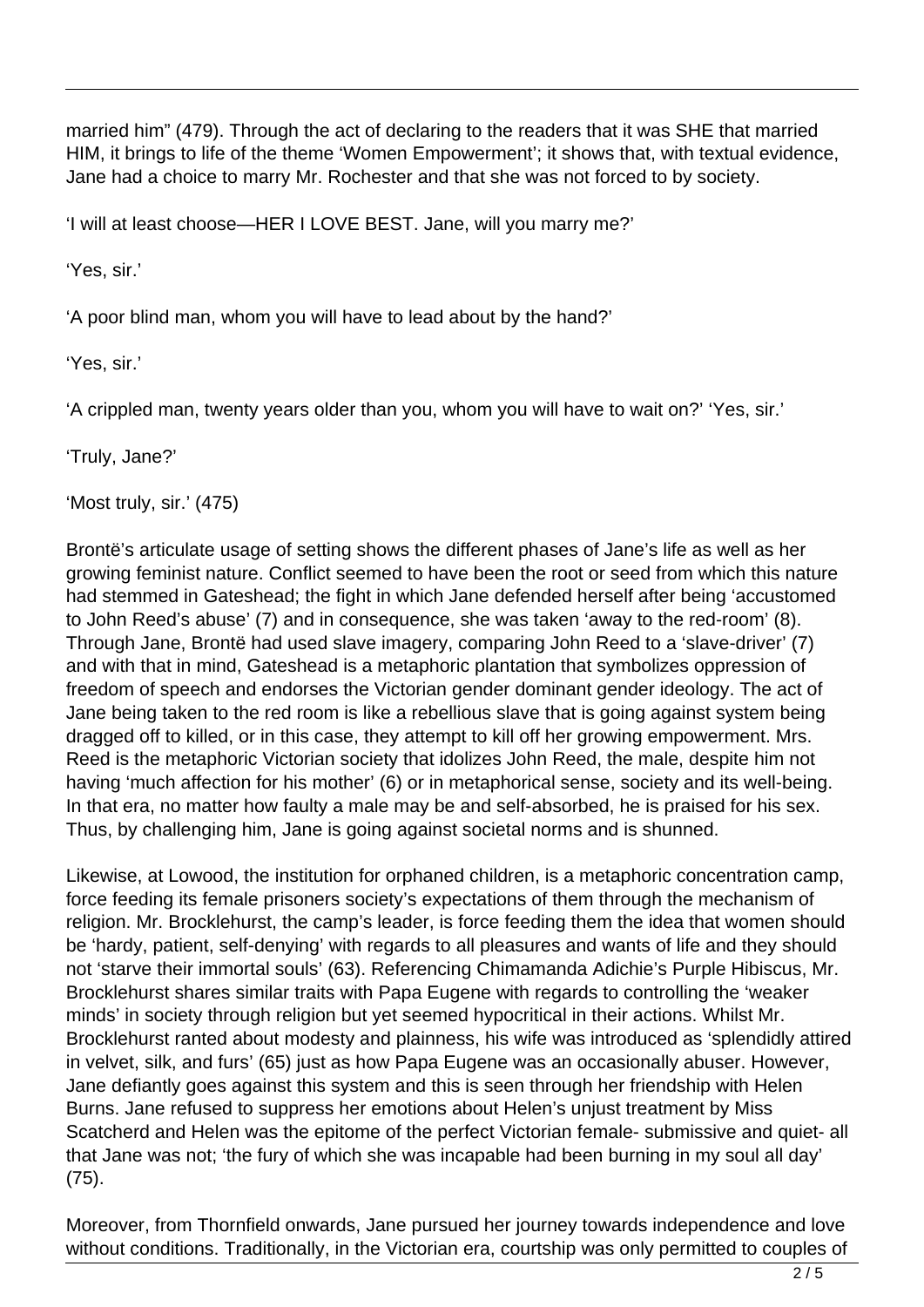married him" (479). Through the act of declaring to the readers that it was SHE that married HIM, it brings to life of the theme 'Women Empowerment'; it shows that, with textual evidence, Jane had a choice to marry Mr. Rochester and that she was not forced to by society.

'I will at least choose—HER I LOVE BEST. Jane, will you marry me?'

'Yes, sir.'

'A poor blind man, whom you will have to lead about by the hand?'

'Yes, sir.'

'A crippled man, twenty years older than you, whom you will have to wait on?' 'Yes, sir.'

'Truly, Jane?'

'Most truly, sir.' (475)

Brontë's articulate usage of setting shows the different phases of Jane's life as well as her growing feminist nature. Conflict seemed to have been the root or seed from which this nature had stemmed in Gateshead; the fight in which Jane defended herself after being 'accustomed to John Reed's abuse' (7) and in consequence, she was taken 'away to the red-room' (8). Through Jane, Brontë had used slave imagery, comparing John Reed to a 'slave-driver' (7) and with that in mind, Gateshead is a metaphoric plantation that symbolizes oppression of freedom of speech and endorses the Victorian gender dominant gender ideology. The act of Jane being taken to the red room is like a rebellious slave that is going against system being dragged off to killed, or in this case, they attempt to kill off her growing empowerment. Mrs. Reed is the metaphoric Victorian society that idolizes John Reed, the male, despite him not having 'much affection for his mother' (6) or in metaphorical sense, society and its well-being. In that era, no matter how faulty a male may be and self-absorbed, he is praised for his sex. Thus, by challenging him, Jane is going against societal norms and is shunned.

Likewise, at Lowood, the institution for orphaned children, is a metaphoric concentration camp, force feeding its female prisoners society's expectations of them through the mechanism of religion. Mr. Brocklehurst, the camp's leader, is force feeding them the idea that women should be 'hardy, patient, self-denying' with regards to all pleasures and wants of life and they should not 'starve their immortal souls' (63). Referencing Chimamanda Adichie's Purple Hibiscus, Mr. Brocklehurst shares similar traits with Papa Eugene with regards to controlling the 'weaker minds' in society through religion but yet seemed hypocritical in their actions. Whilst Mr. Brocklehurst ranted about modesty and plainness, his wife was introduced as 'splendidly attired in velvet, silk, and furs' (65) just as how Papa Eugene was an occasionally abuser. However, Jane defiantly goes against this system and this is seen through her friendship with Helen Burns. Jane refused to suppress her emotions about Helen's unjust treatment by Miss Scatcherd and Helen was the epitome of the perfect Victorian female- submissive and quiet- all that Jane was not; 'the fury of which she was incapable had been burning in my soul all day' (75).

Moreover, from Thornfield onwards, Jane pursued her journey towards independence and love without conditions. Traditionally, in the Victorian era, courtship was only permitted to couples of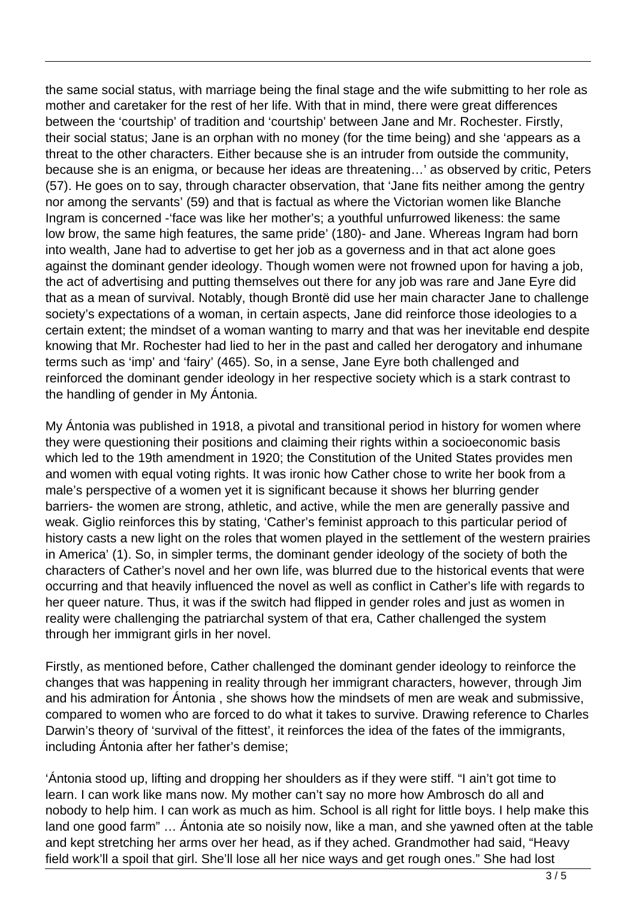the same social status, with marriage being the final stage and the wife submitting to her role as mother and caretaker for the rest of her life. With that in mind, there were great differences between the 'courtship' of tradition and 'courtship' between Jane and Mr. Rochester. Firstly, their social status; Jane is an orphan with no money (for the time being) and she 'appears as a threat to the other characters. Either because she is an intruder from outside the community, because she is an enigma, or because her ideas are threatening…' as observed by critic, Peters (57). He goes on to say, through character observation, that 'Jane fits neither among the gentry nor among the servants' (59) and that is factual as where the Victorian women like Blanche Ingram is concerned -'face was like her mother's; a youthful unfurrowed likeness: the same low brow, the same high features, the same pride' (180)- and Jane. Whereas Ingram had born into wealth, Jane had to advertise to get her job as a governess and in that act alone goes against the dominant gender ideology. Though women were not frowned upon for having a job, the act of advertising and putting themselves out there for any job was rare and Jane Eyre did that as a mean of survival. Notably, though Brontë did use her main character Jane to challenge society's expectations of a woman, in certain aspects, Jane did reinforce those ideologies to a certain extent; the mindset of a woman wanting to marry and that was her inevitable end despite knowing that Mr. Rochester had lied to her in the past and called her derogatory and inhumane terms such as 'imp' and 'fairy' (465). So, in a sense, Jane Eyre both challenged and reinforced the dominant gender ideology in her respective society which is a stark contrast to the handling of gender in My Ántonia.

My Ántonia was published in 1918, a pivotal and transitional period in history for women where they were questioning their positions and claiming their rights within a socioeconomic basis which led to the 19th amendment in 1920; the Constitution of the United States provides men and women with equal voting rights. It was ironic how Cather chose to write her book from a male's perspective of a women yet it is significant because it shows her blurring gender barriers- the women are strong, athletic, and active, while the men are generally passive and weak. Giglio reinforces this by stating, 'Cather's feminist approach to this particular period of history casts a new light on the roles that women played in the settlement of the western prairies in America' (1). So, in simpler terms, the dominant gender ideology of the society of both the characters of Cather's novel and her own life, was blurred due to the historical events that were occurring and that heavily influenced the novel as well as conflict in Cather's life with regards to her queer nature. Thus, it was if the switch had flipped in gender roles and just as women in reality were challenging the patriarchal system of that era, Cather challenged the system through her immigrant girls in her novel.

Firstly, as mentioned before, Cather challenged the dominant gender ideology to reinforce the changes that was happening in reality through her immigrant characters, however, through Jim and his admiration for Ántonia , she shows how the mindsets of men are weak and submissive, compared to women who are forced to do what it takes to survive. Drawing reference to Charles Darwin's theory of 'survival of the fittest', it reinforces the idea of the fates of the immigrants, including Ántonia after her father's demise;

'Ántonia stood up, lifting and dropping her shoulders as if they were stiff. "I ain't got time to learn. I can work like mans now. My mother can't say no more how Ambrosch do all and nobody to help him. I can work as much as him. School is all right for little boys. I help make this land one good farm" … Ántonia ate so noisily now, like a man, and she yawned often at the table and kept stretching her arms over her head, as if they ached. Grandmother had said, "Heavy field work'll a spoil that girl. She'll lose all her nice ways and get rough ones." She had lost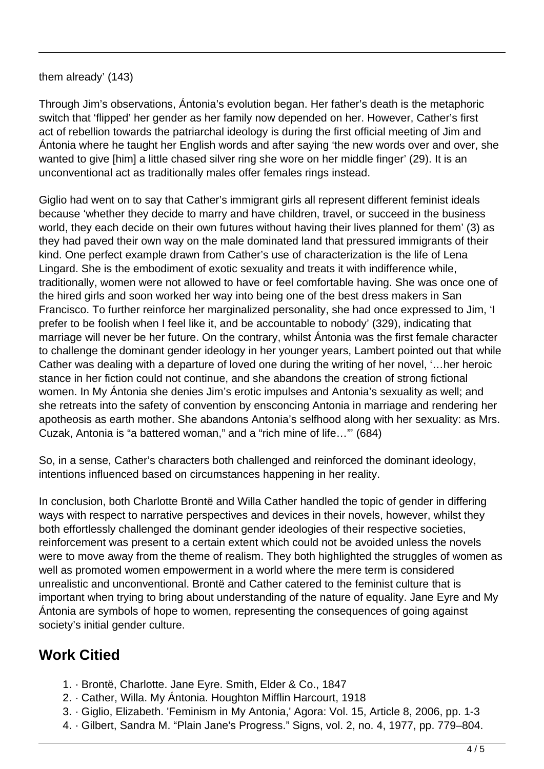them already' (143)

Through Jim's observations, Ántonia's evolution began. Her father's death is the metaphoric switch that 'flipped' her gender as her family now depended on her. However, Cather's first act of rebellion towards the patriarchal ideology is during the first official meeting of Jim and Ántonia where he taught her English words and after saying 'the new words over and over, she wanted to give [him] a little chased silver ring she wore on her middle finger' (29). It is an unconventional act as traditionally males offer females rings instead.

Giglio had went on to say that Cather's immigrant girls all represent different feminist ideals because 'whether they decide to marry and have children, travel, or succeed in the business world, they each decide on their own futures without having their lives planned for them' (3) as they had paved their own way on the male dominated land that pressured immigrants of their kind. One perfect example drawn from Cather's use of characterization is the life of Lena Lingard. She is the embodiment of exotic sexuality and treats it with indifference while, traditionally, women were not allowed to have or feel comfortable having. She was once one of the hired girls and soon worked her way into being one of the best dress makers in San Francisco. To further reinforce her marginalized personality, she had once expressed to Jim, 'I prefer to be foolish when I feel like it, and be accountable to nobody' (329), indicating that marriage will never be her future. On the contrary, whilst Ántonia was the first female character to challenge the dominant gender ideology in her younger years, Lambert pointed out that while Cather was dealing with a departure of loved one during the writing of her novel, '…her heroic stance in her fiction could not continue, and she abandons the creation of strong fictional women. In My Ántonia she denies Jim's erotic impulses and Antonia's sexuality as well; and she retreats into the safety of convention by ensconcing Antonia in marriage and rendering her apotheosis as earth mother. She abandons Antonia's selfhood along with her sexuality: as Mrs. Cuzak, Antonia is "a battered woman," and a "rich mine of life…"' (684)

So, in a sense, Cather's characters both challenged and reinforced the dominant ideology, intentions influenced based on circumstances happening in her reality.

In conclusion, both Charlotte Brontë and Willa Cather handled the topic of gender in differing ways with respect to narrative perspectives and devices in their novels, however, whilst they both effortlessly challenged the dominant gender ideologies of their respective societies, reinforcement was present to a certain extent which could not be avoided unless the novels were to move away from the theme of realism. They both highlighted the struggles of women as well as promoted women empowerment in a world where the mere term is considered unrealistic and unconventional. Brontë and Cather catered to the feminist culture that is important when trying to bring about understanding of the nature of equality. Jane Eyre and My Ántonia are symbols of hope to women, representing the consequences of going against society's initial gender culture.

## Work Citied

1. · Brontë, Charlotte. Jane Eyre. Smith, Elder & Co., 1847
2. · Cather, Willa. My Ántonia. Houghton Mifflin Harcourt, 1918
3. · Giglio, Elizabeth. 'Feminism in My Antonia,' Agora: Vol. 15, Article 8, 2006, pp. 1-3
4. · Gilbert, Sandra M. "Plain Jane's Progress." Signs, vol. 2, no. 4, 1977, pp. 779–804.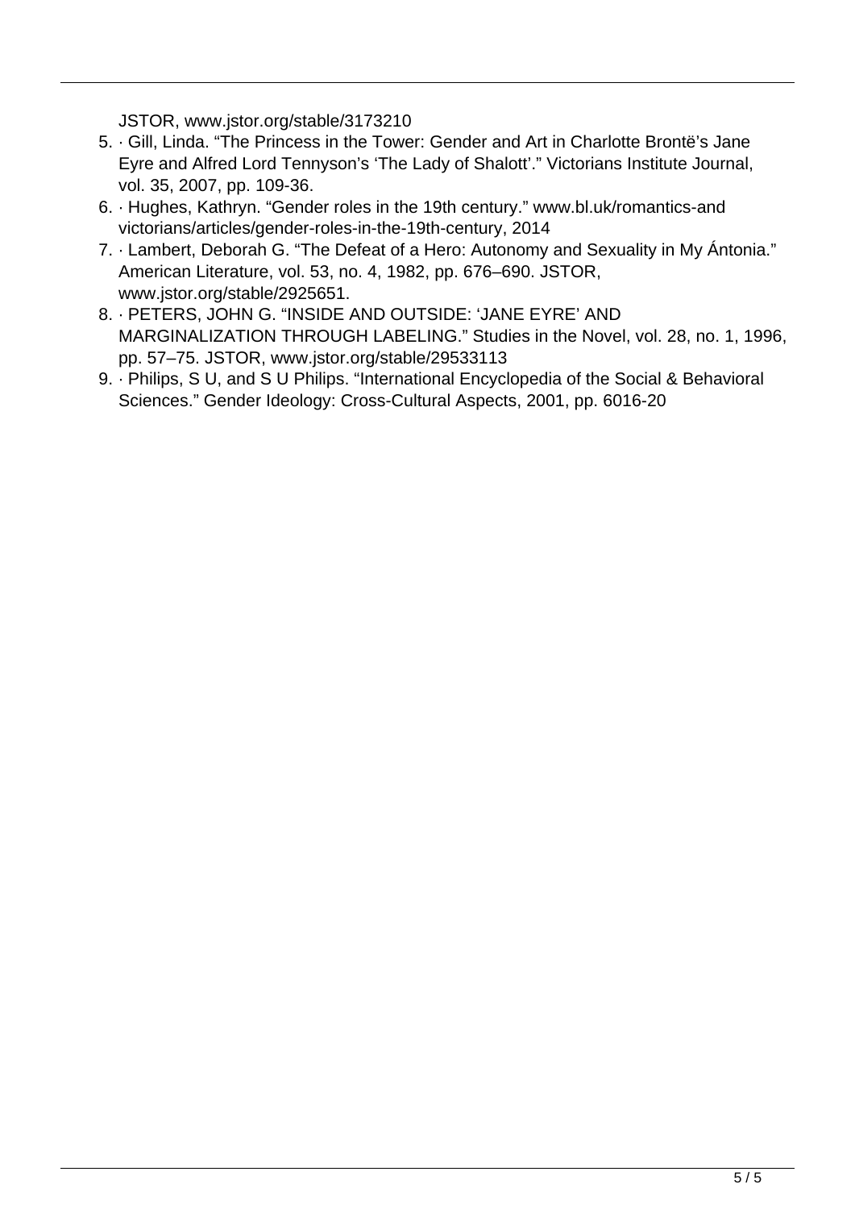JSTOR, www.jstor.org/stable/3173210

5. · Gill, Linda. “The Princess in the Tower: Gender and Art in Charlotte Brontë’s Jane Eyre and Alfred Lord Tennyson’s ‘The Lady of Shalott’.” Victorians Institute Journal, vol. 35, 2007, pp. 109-36.
6. · Hughes, Kathryn. “Gender roles in the 19th century.” www.bl.uk/romantics-and victorians/articles/gender-roles-in-the-19th-century, 2014
7. · Lambert, Deborah G. “The Defeat of a Hero: Autonomy and Sexuality in My Ántonia.” American Literature, vol. 53, no. 4, 1982, pp. 676–690. JSTOR, www.jstor.org/stable/2925651.
8. · PETERS, JOHN G. “INSIDE AND OUTSIDE: ‘JANE EYRE’ AND MARGINALIZATION THROUGH LABELING.” Studies in the Novel, vol. 28, no. 1, 1996, pp. 57–75. JSTOR, www.jstor.org/stable/29533113
9. · Philips, S U, and S U Philips. “International Encyclopedia of the Social & Behavioral Sciences.” Gender Ideology: Cross-Cultural Aspects, 2001, pp. 6016-20